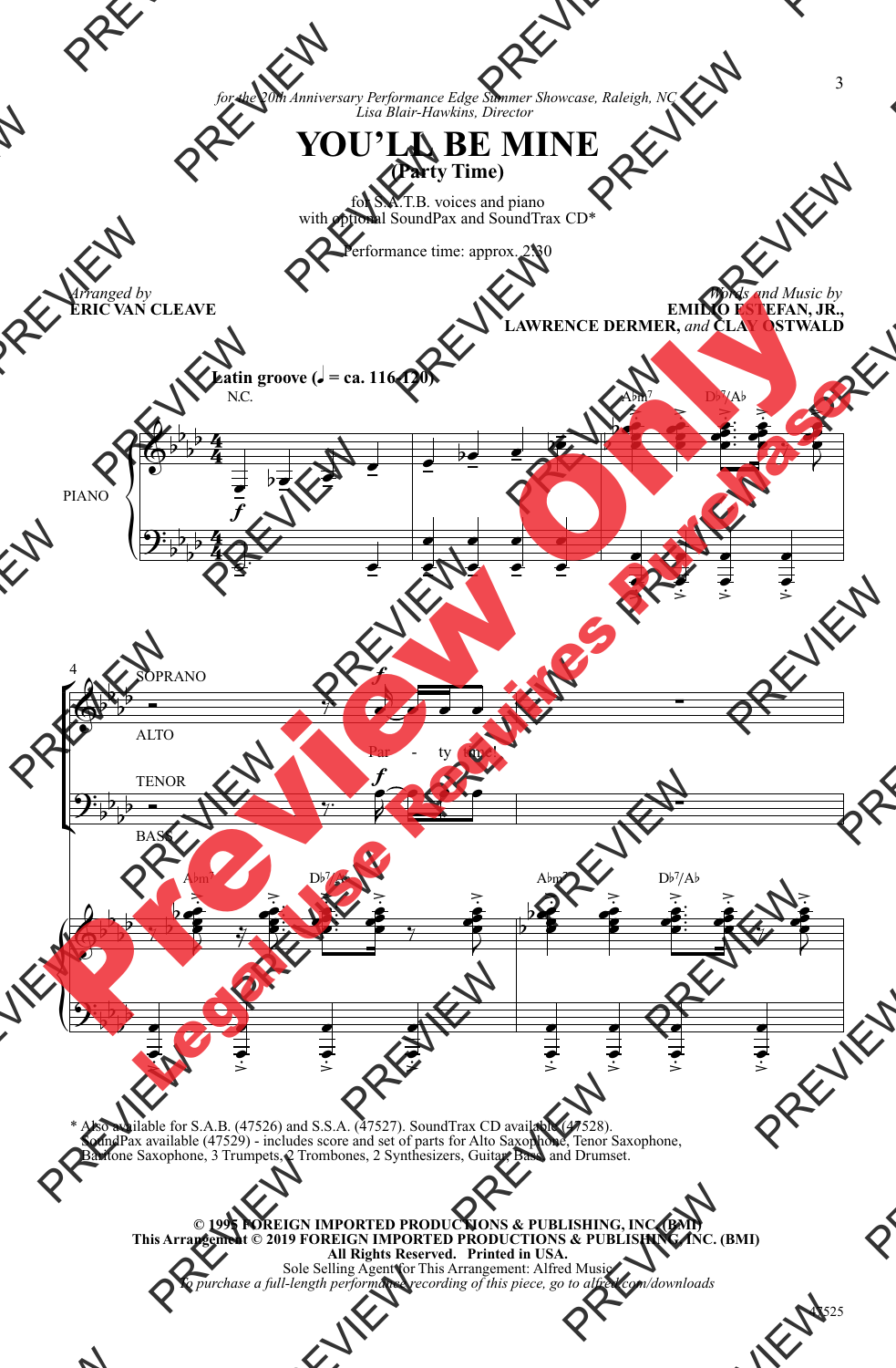*for the 20th Anniversary Performance Edge Summer Showcase, Raleigh, NC*
*Lisa Blair-Hawkins, Director*

# YOU'LL BE MINE
## (Party Time)

for S.A.T.B. voices and piano
with optional SoundPax and SoundTrax CD*

Performance time: approx. 2:30

*Arranged by*
**ERIC VAN CLEAVE**

*Words and Music by*
**EMILIO ESTEFAN, JR., LAWRENCE DERMER,** *and* **CLAY OSTWALD**

**Latin groove** (♩ = ca. 116-120)

N.C. — A♭m7 — D♭7/A♭

PIANO

SOPRANO / ALTO: Par - ty time!

TENOR / BASS

A♭m7 — D♭7/A♭ — A♭m7 — D♭7/A♭

\* Also available for S.A.B. (47526) and S.S.A. (47527). SoundTrax CD available (47528).
SoundPax available (47529) - includes score and set of parts for Alto Saxophone, Tenor Saxophone, Baritone Saxophone, 3 Trumpets, 2 Trombones, 2 Synthesizers, Guitar, Bass, and Drumset.

**© 1995 FOREIGN IMPORTED PRODUCTIONS & PUBLISHING, INC. (BMI)**
**This Arrangement © 2019 FOREIGN IMPORTED PRODUCTIONS & PUBLISHING, INC. (BMI)**
**All Rights Reserved. Printed in USA.**
Sole Selling Agent for This Arrangement: Alfred Music
*To purchase a full-length performance recording of this piece, go to alfred.com/downloads*

47525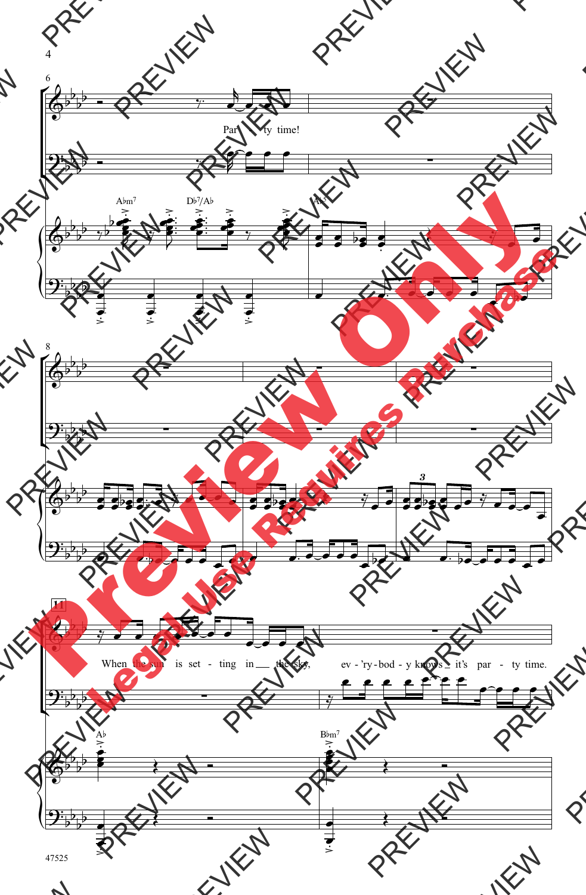Par - ty time!

A♭m7 D♭7/A♭ A♭5

When the sun is set - ting in the sky, ev - 'ry - bod - y knows it's par - ty time.

A♭ B♭m7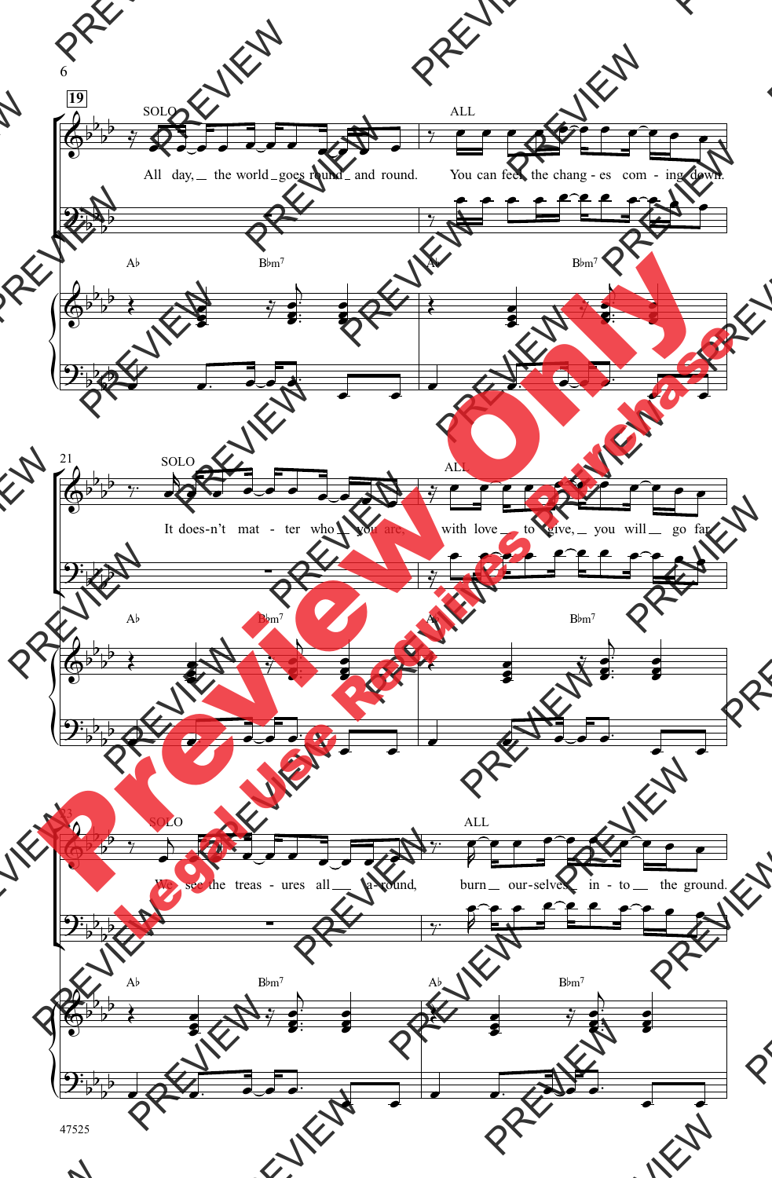19

SOLO

All day, the world goes round and round.

ALL

You can feel the chang - es com - ing down.

A♭ B♭m7 A♭ B♭m7

21

SOLO

It does-n't mat - ter who you are,

ALL

with love to give, you will go far.

A♭ B♭m7 A♭ B♭m7

23

SOLO

We see the treas - ures all a - round,

ALL

burn our-selves in - to the ground.

A♭ B♭m7 A♭ B♭m7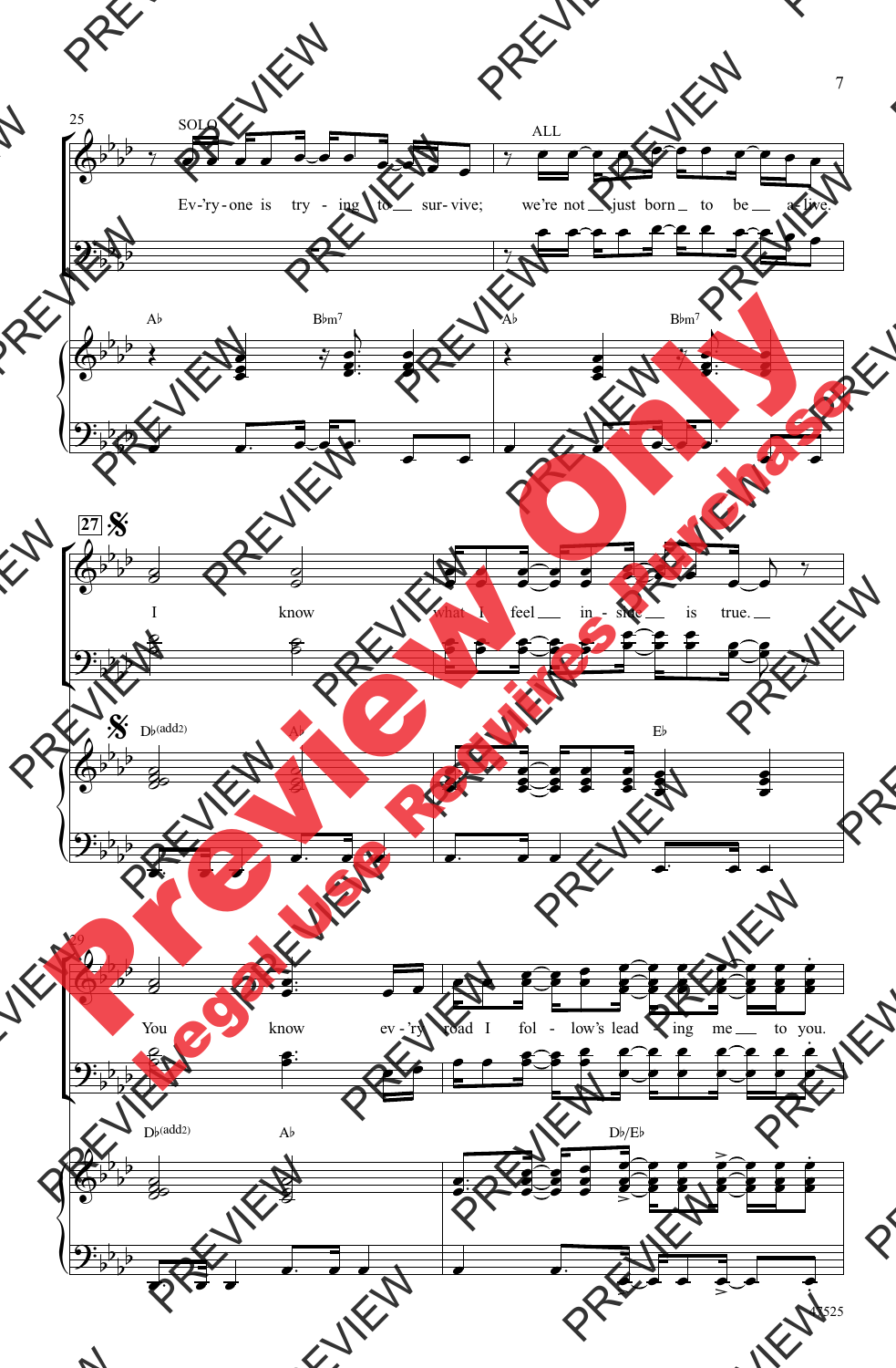SOLO

Ev-'ry-one is try - ing to sur-vive;

ALL

we're not just born to be a-live.

Ab Bbm7 Ab Bbm7

27

I know what I feel in - side is true.

Db(add2) Ab Eb

29

You know ev - 'ry road I fol - low's lead - ing me to you.

Db(add2) Ab Db/Eb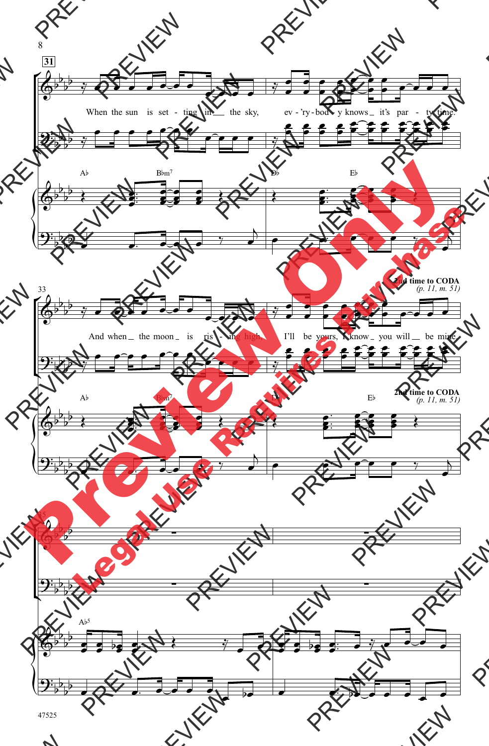When the sun is set - ting in the sky, ev - 'ry - bod - y knows it's par - ty time.

A♭ B♭m⁷ D♭ E♭

And when the moon is ris - ing high, I'll be yours, I know you will be mine.

**2nd time to CODA** *(p. 11, m. 51)*

A♭ B♭m⁷ D♭ E♭

**2nd time to CODA** *(p. 11, m. 51)*

A♭⁵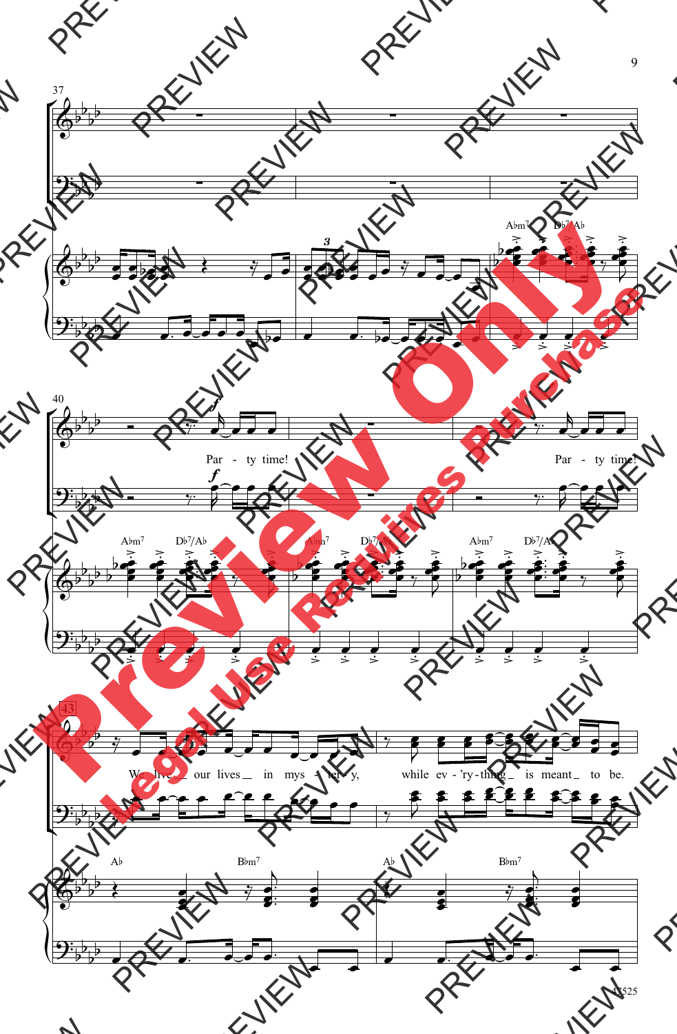Party time!

Party time!

We live our lives in mystery,

while ev'rything is meant to be.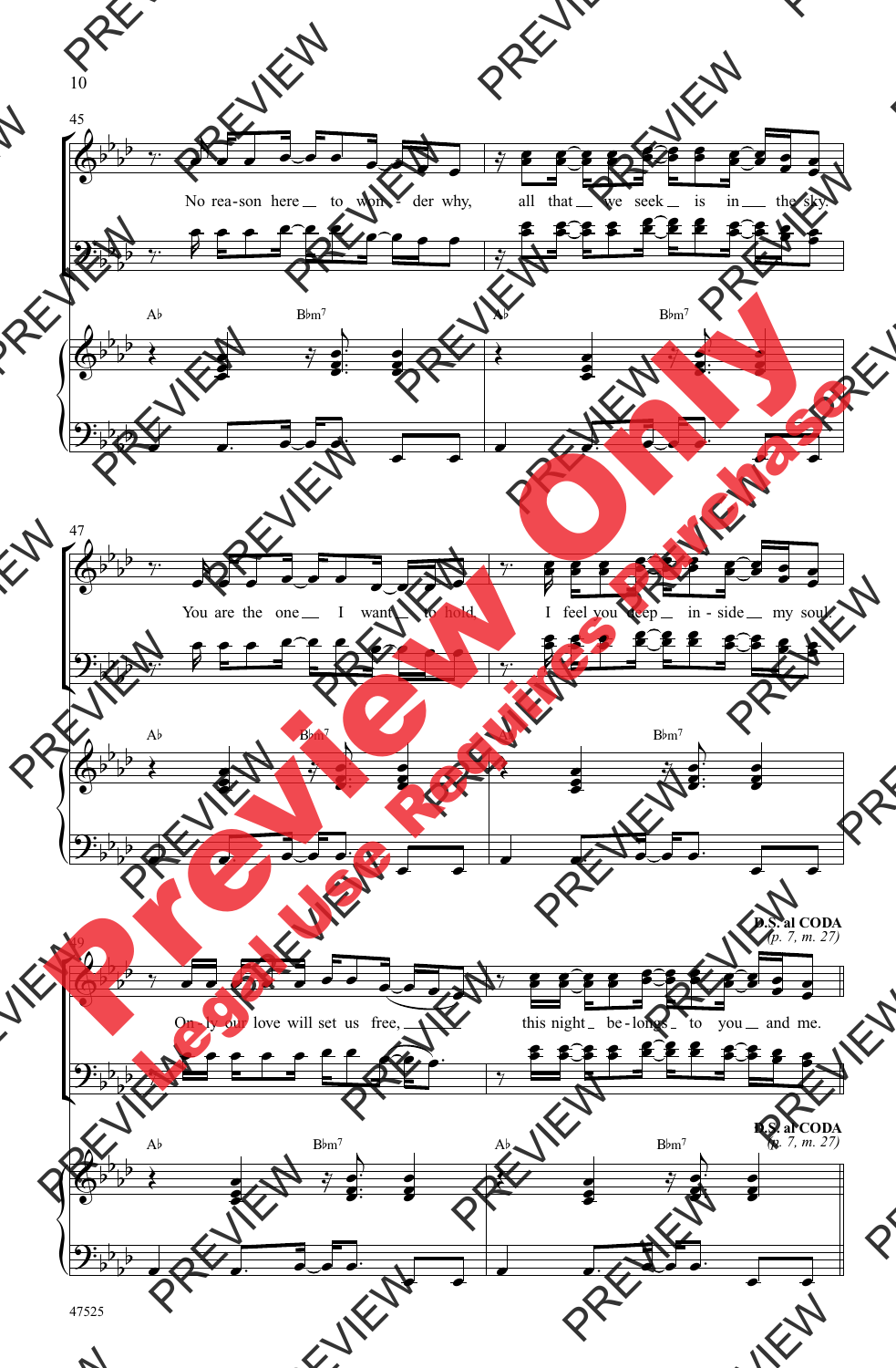45

No rea-son here to won - der why, all that we seek is in the sky.

Ab Bbm7 Ab Bbm7

47

You are the one I want to hold. I feel you deep in - side my soul.

Ab Bbm7 Ab Bbm7

49

On - ly our love will set us free, this night be - longs to you and me.

Ab Bbm7 Ab Bbm7

**D.S. al CODA**
*(p. 7, m. 27)*

**D.S. al CODA**
*(p. 7, m. 27)*

47525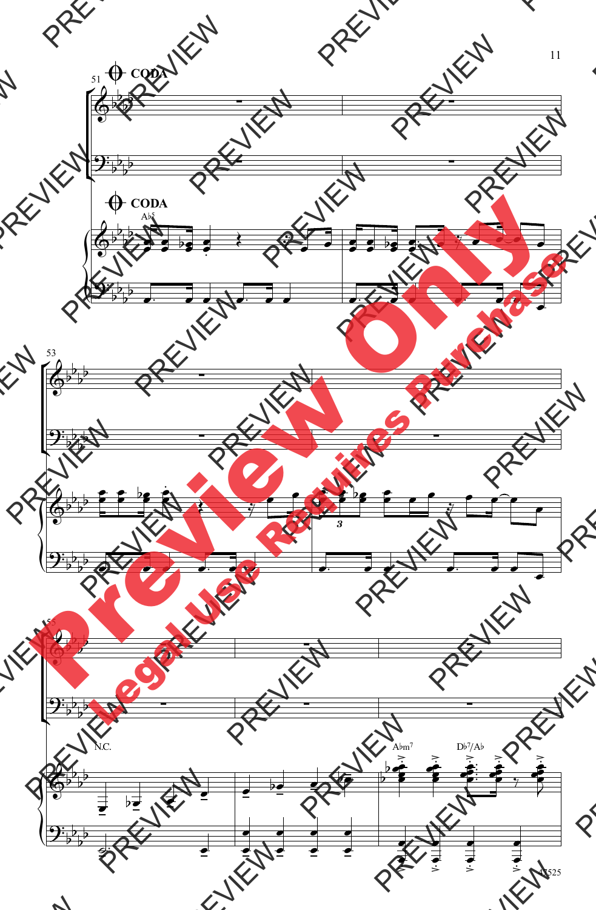CODA